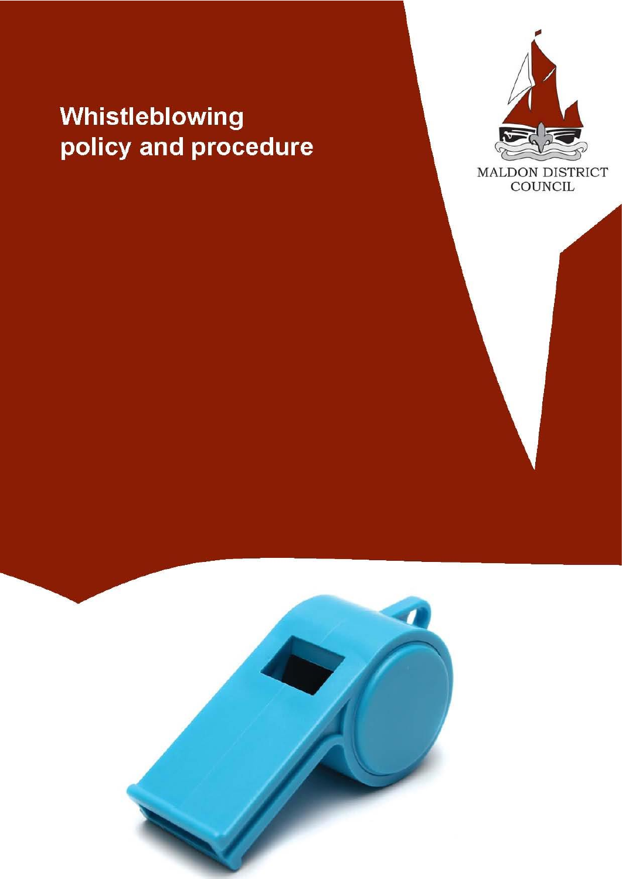# Whistleblowing policy and procedure

MALDON DISTRICT COUNCIL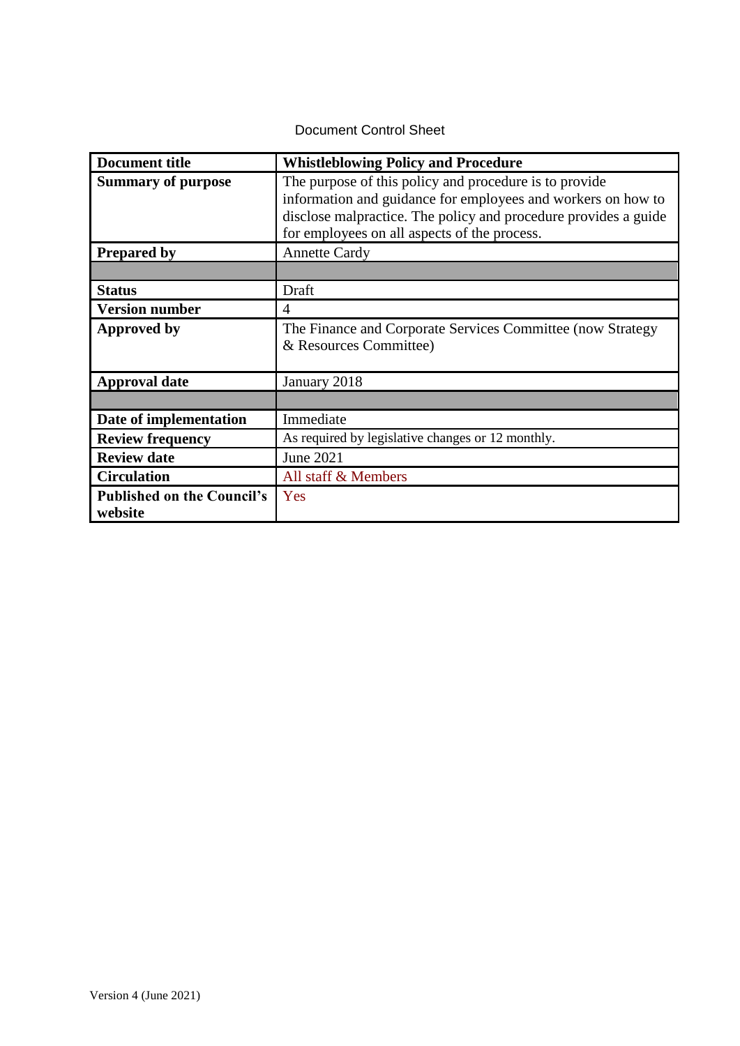Document Control Sheet

| Document title | Whistleblowing Policy and Procedure |
|---|---|
| Summary of purpose | The purpose of this policy and procedure is to provide information and guidance for employees and workers on how to disclose malpractice. The policy and procedure provides a guide for employees on all aspects of the process. |
| Prepared by | Annette Cardy |
| | |
| Status | Draft |
| Version number | 4 |
| Approved by | The Finance and Corporate Services Committee (now Strategy & Resources Committee) |
| Approval date | January 2018 |
| | |
| Date of implementation | Immediate |
| Review frequency | As required by legislative changes or 12 monthly. |
| Review date | June 2021 |
| Circulation | All staff & Members |
| Published on the Council's website | Yes |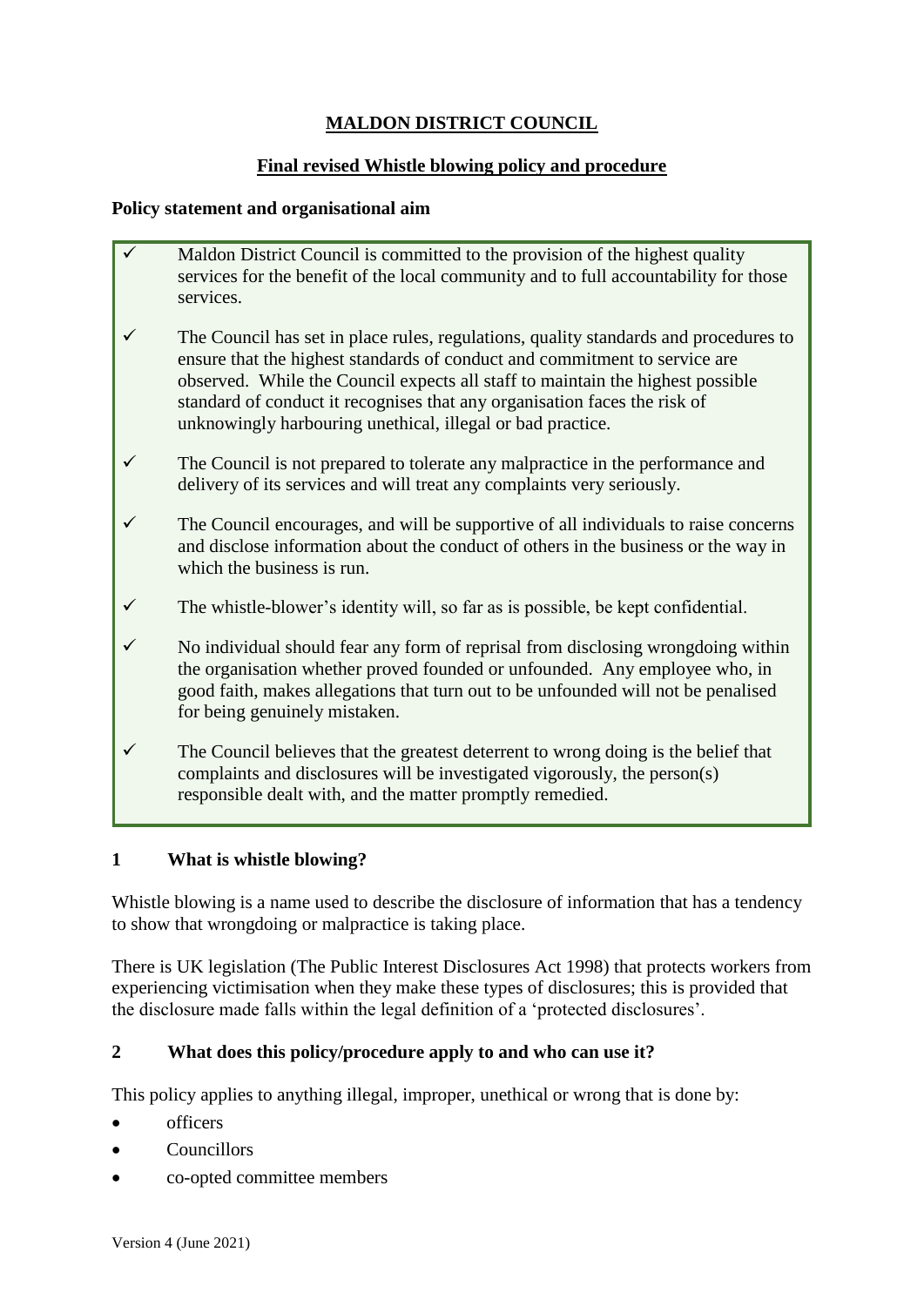**MALDON DISTRICT COUNCIL**

**Final revised Whistle blowing policy and procedure**

**Policy statement and organisational aim**

- ✓ Maldon District Council is committed to the provision of the highest quality services for the benefit of the local community and to full accountability for those services.
- ✓ The Council has set in place rules, regulations, quality standards and procedures to ensure that the highest standards of conduct and commitment to service are observed. While the Council expects all staff to maintain the highest possible standard of conduct it recognises that any organisation faces the risk of unknowingly harbouring unethical, illegal or bad practice.
- ✓ The Council is not prepared to tolerate any malpractice in the performance and delivery of its services and will treat any complaints very seriously.
- ✓ The Council encourages, and will be supportive of all individuals to raise concerns and disclose information about the conduct of others in the business or the way in which the business is run.
- ✓ The whistle-blower's identity will, so far as is possible, be kept confidential.
- ✓ No individual should fear any form of reprisal from disclosing wrongdoing within the organisation whether proved founded or unfounded. Any employee who, in good faith, makes allegations that turn out to be unfounded will not be penalised for being genuinely mistaken.
- ✓ The Council believes that the greatest deterrent to wrong doing is the belief that complaints and disclosures will be investigated vigorously, the person(s) responsible dealt with, and the matter promptly remedied.

## 1 What is whistle blowing?

Whistle blowing is a name used to describe the disclosure of information that has a tendency to show that wrongdoing or malpractice is taking place.

There is UK legislation (The Public Interest Disclosures Act 1998) that protects workers from experiencing victimisation when they make these types of disclosures; this is provided that the disclosure made falls within the legal definition of a 'protected disclosures'.

## 2 What does this policy/procedure apply to and who can use it?

This policy applies to anything illegal, improper, unethical or wrong that is done by:

- officers
- Councillors
- co-opted committee members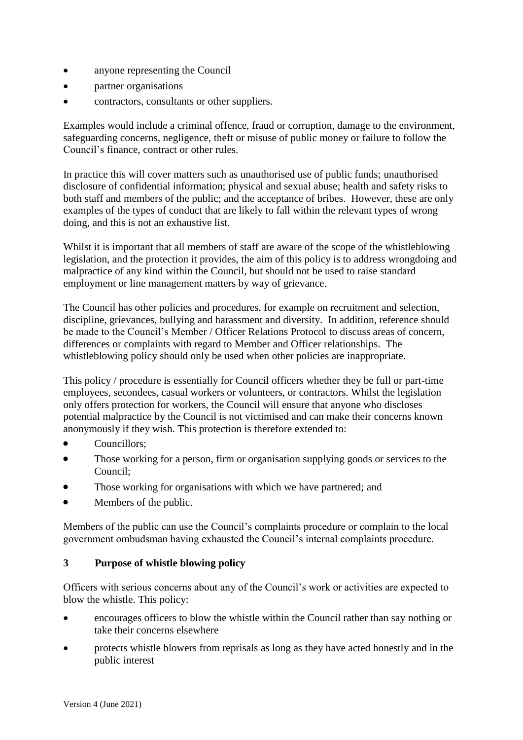- anyone representing the Council
- partner organisations
- contractors, consultants or other suppliers.

Examples would include a criminal offence, fraud or corruption, damage to the environment, safeguarding concerns, negligence, theft or misuse of public money or failure to follow the Council's finance, contract or other rules.

In practice this will cover matters such as unauthorised use of public funds; unauthorised disclosure of confidential information; physical and sexual abuse; health and safety risks to both staff and members of the public; and the acceptance of bribes. However, these are only examples of the types of conduct that are likely to fall within the relevant types of wrong doing, and this is not an exhaustive list.

Whilst it is important that all members of staff are aware of the scope of the whistleblowing legislation, and the protection it provides, the aim of this policy is to address wrongdoing and malpractice of any kind within the Council, but should not be used to raise standard employment or line management matters by way of grievance.

The Council has other policies and procedures, for example on recruitment and selection, discipline, grievances, bullying and harassment and diversity. In addition, reference should be made to the Council's Member / Officer Relations Protocol to discuss areas of concern, differences or complaints with regard to Member and Officer relationships. The whistleblowing policy should only be used when other policies are inappropriate.

This policy / procedure is essentially for Council officers whether they be full or part-time employees, secondees, casual workers or volunteers, or contractors. Whilst the legislation only offers protection for workers, the Council will ensure that anyone who discloses potential malpractice by the Council is not victimised and can make their concerns known anonymously if they wish. This protection is therefore extended to:

- Councillors;
- Those working for a person, firm or organisation supplying goods or services to the Council;
- Those working for organisations with which we have partnered; and
- Members of the public.

Members of the public can use the Council's complaints procedure or complain to the local government ombudsman having exhausted the Council's internal complaints procedure.

## 3 Purpose of whistle blowing policy

Officers with serious concerns about any of the Council's work or activities are expected to blow the whistle. This policy:

- encourages officers to blow the whistle within the Council rather than say nothing or take their concerns elsewhere
- protects whistle blowers from reprisals as long as they have acted honestly and in the public interest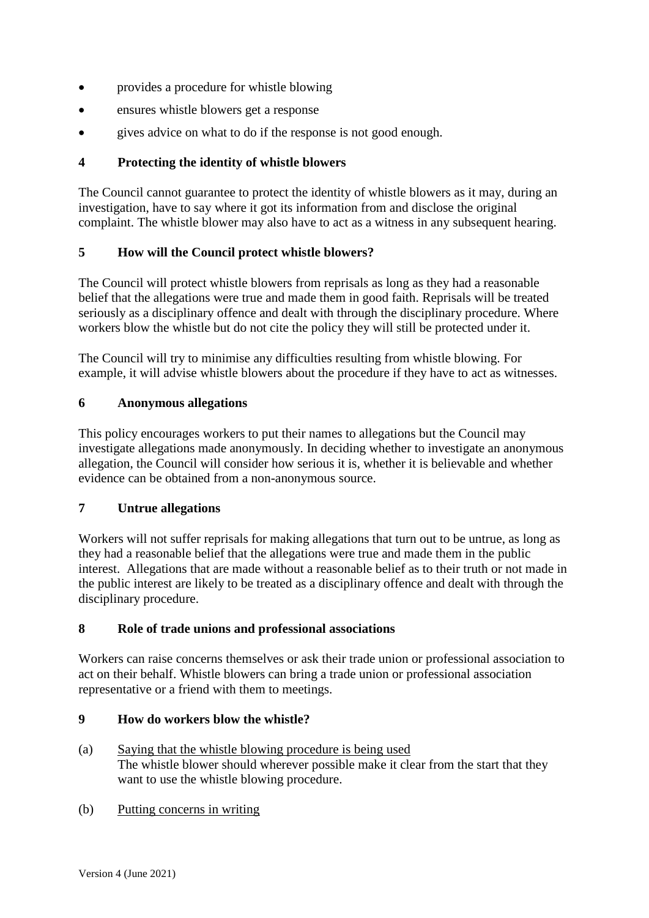- provides a procedure for whistle blowing
- ensures whistle blowers get a response
- gives advice on what to do if the response is not good enough.

## 4 Protecting the identity of whistle blowers

The Council cannot guarantee to protect the identity of whistle blowers as it may, during an investigation, have to say where it got its information from and disclose the original complaint. The whistle blower may also have to act as a witness in any subsequent hearing.

## 5 How will the Council protect whistle blowers?

The Council will protect whistle blowers from reprisals as long as they had a reasonable belief that the allegations were true and made them in good faith. Reprisals will be treated seriously as a disciplinary offence and dealt with through the disciplinary procedure. Where workers blow the whistle but do not cite the policy they will still be protected under it.

The Council will try to minimise any difficulties resulting from whistle blowing. For example, it will advise whistle blowers about the procedure if they have to act as witnesses.

## 6 Anonymous allegations

This policy encourages workers to put their names to allegations but the Council may investigate allegations made anonymously. In deciding whether to investigate an anonymous allegation, the Council will consider how serious it is, whether it is believable and whether evidence can be obtained from a non-anonymous source.

## 7 Untrue allegations

Workers will not suffer reprisals for making allegations that turn out to be untrue, as long as they had a reasonable belief that the allegations were true and made them in the public interest. Allegations that are made without a reasonable belief as to their truth or not made in the public interest are likely to be treated as a disciplinary offence and dealt with through the disciplinary procedure.

## 8 Role of trade unions and professional associations

Workers can raise concerns themselves or ask their trade union or professional association to act on their behalf. Whistle blowers can bring a trade union or professional association representative or a friend with them to meetings.

## 9 How do workers blow the whistle?

(a) Saying that the whistle blowing procedure is being used
The whistle blower should wherever possible make it clear from the start that they want to use the whistle blowing procedure.

(b) Putting concerns in writing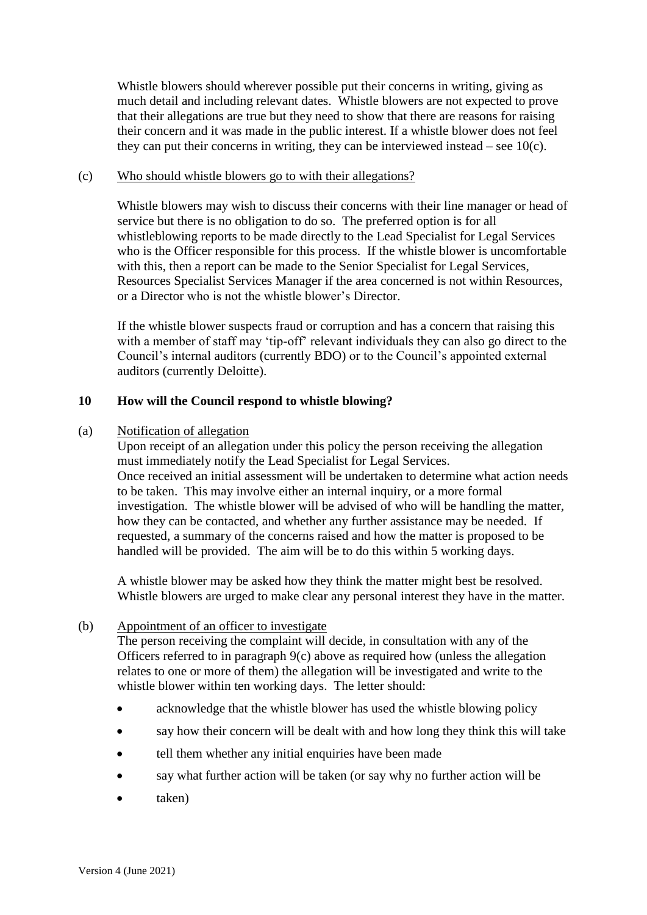Whistle blowers should wherever possible put their concerns in writing, giving as much detail and including relevant dates. Whistle blowers are not expected to prove that their allegations are true but they need to show that there are reasons for raising their concern and it was made in the public interest. If a whistle blower does not feel they can put their concerns in writing, they can be interviewed instead – see 10(c).

(c) Who should whistle blowers go to with their allegations?

Whistle blowers may wish to discuss their concerns with their line manager or head of service but there is no obligation to do so. The preferred option is for all whistleblowing reports to be made directly to the Lead Specialist for Legal Services who is the Officer responsible for this process. If the whistle blower is uncomfortable with this, then a report can be made to the Senior Specialist for Legal Services, Resources Specialist Services Manager if the area concerned is not within Resources, or a Director who is not the whistle blower's Director.

If the whistle blower suspects fraud or corruption and has a concern that raising this with a member of staff may 'tip-off' relevant individuals they can also go direct to the Council's internal auditors (currently BDO) or to the Council's appointed external auditors (currently Deloitte).

## 10 How will the Council respond to whistle blowing?

(a) Notification of allegation

Upon receipt of an allegation under this policy the person receiving the allegation must immediately notify the Lead Specialist for Legal Services.
Once received an initial assessment will be undertaken to determine what action needs to be taken. This may involve either an internal inquiry, or a more formal investigation. The whistle blower will be advised of who will be handling the matter, how they can be contacted, and whether any further assistance may be needed. If requested, a summary of the concerns raised and how the matter is proposed to be handled will be provided. The aim will be to do this within 5 working days.

A whistle blower may be asked how they think the matter might best be resolved. Whistle blowers are urged to make clear any personal interest they have in the matter.

(b) Appointment of an officer to investigate

The person receiving the complaint will decide, in consultation with any of the Officers referred to in paragraph 9(c) above as required how (unless the allegation relates to one or more of them) the allegation will be investigated and write to the whistle blower within ten working days. The letter should:

- acknowledge that the whistle blower has used the whistle blowing policy
- say how their concern will be dealt with and how long they think this will take
- tell them whether any initial enquiries have been made
- say what further action will be taken (or say why no further action will be
- taken)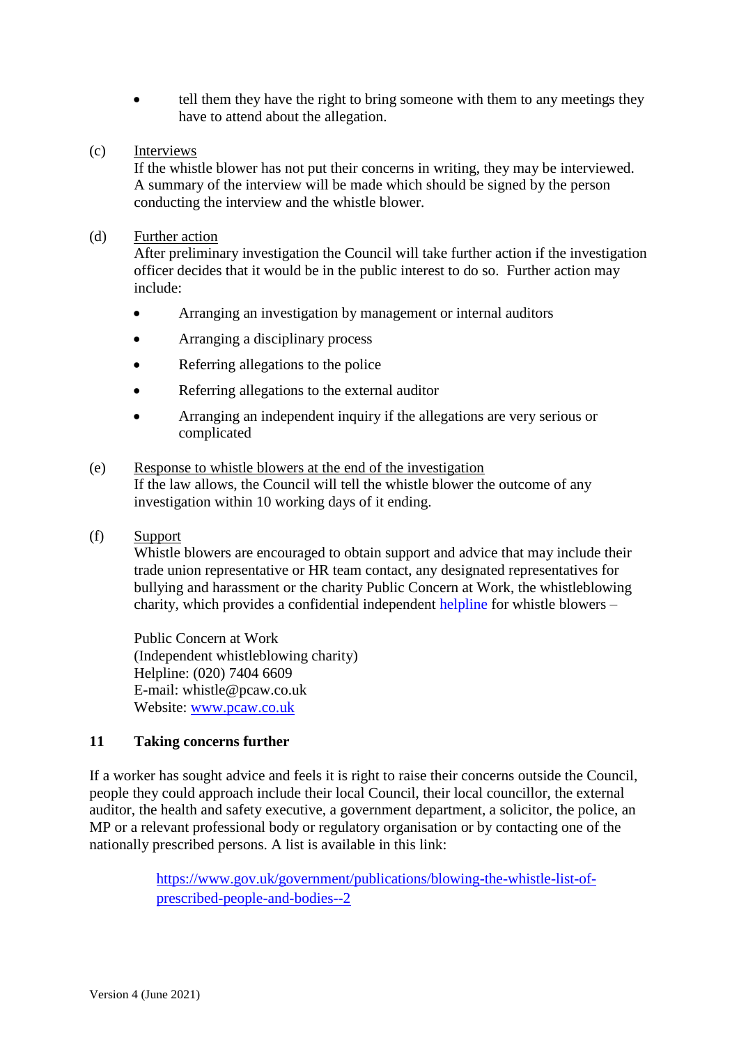- tell them they have the right to bring someone with them to any meetings they have to attend about the allegation.

(c) Interviews
If the whistle blower has not put their concerns in writing, they may be interviewed. A summary of the interview will be made which should be signed by the person conducting the interview and the whistle blower.

(d) Further action
After preliminary investigation the Council will take further action if the investigation officer decides that it would be in the public interest to do so. Further action may include:

- Arranging an investigation by management or internal auditors
- Arranging a disciplinary process
- Referring allegations to the police
- Referring allegations to the external auditor
- Arranging an independent inquiry if the allegations are very serious or complicated

(e) Response to whistle blowers at the end of the investigation
If the law allows, the Council will tell the whistle blower the outcome of any investigation within 10 working days of it ending.

(f) Support
Whistle blowers are encouraged to obtain support and advice that may include their trade union representative or HR team contact, any designated representatives for bullying and harassment or the charity Public Concern at Work, the whistleblowing charity, which provides a confidential independent helpline for whistle blowers –

Public Concern at Work
(Independent whistleblowing charity)
Helpline: (020) 7404 6609
E-mail: whistle@pcaw.co.uk
Website: www.pcaw.co.uk

## 11 Taking concerns further

If a worker has sought advice and feels it is right to raise their concerns outside the Council, people they could approach include their local Council, their local councillor, the external auditor, the health and safety executive, a government department, a solicitor, the police, an MP or a relevant professional body or regulatory organisation or by contacting one of the nationally prescribed persons. A list is available in this link:

https://www.gov.uk/government/publications/blowing-the-whistle-list-of-prescribed-people-and-bodies--2

Version 4 (June 2021)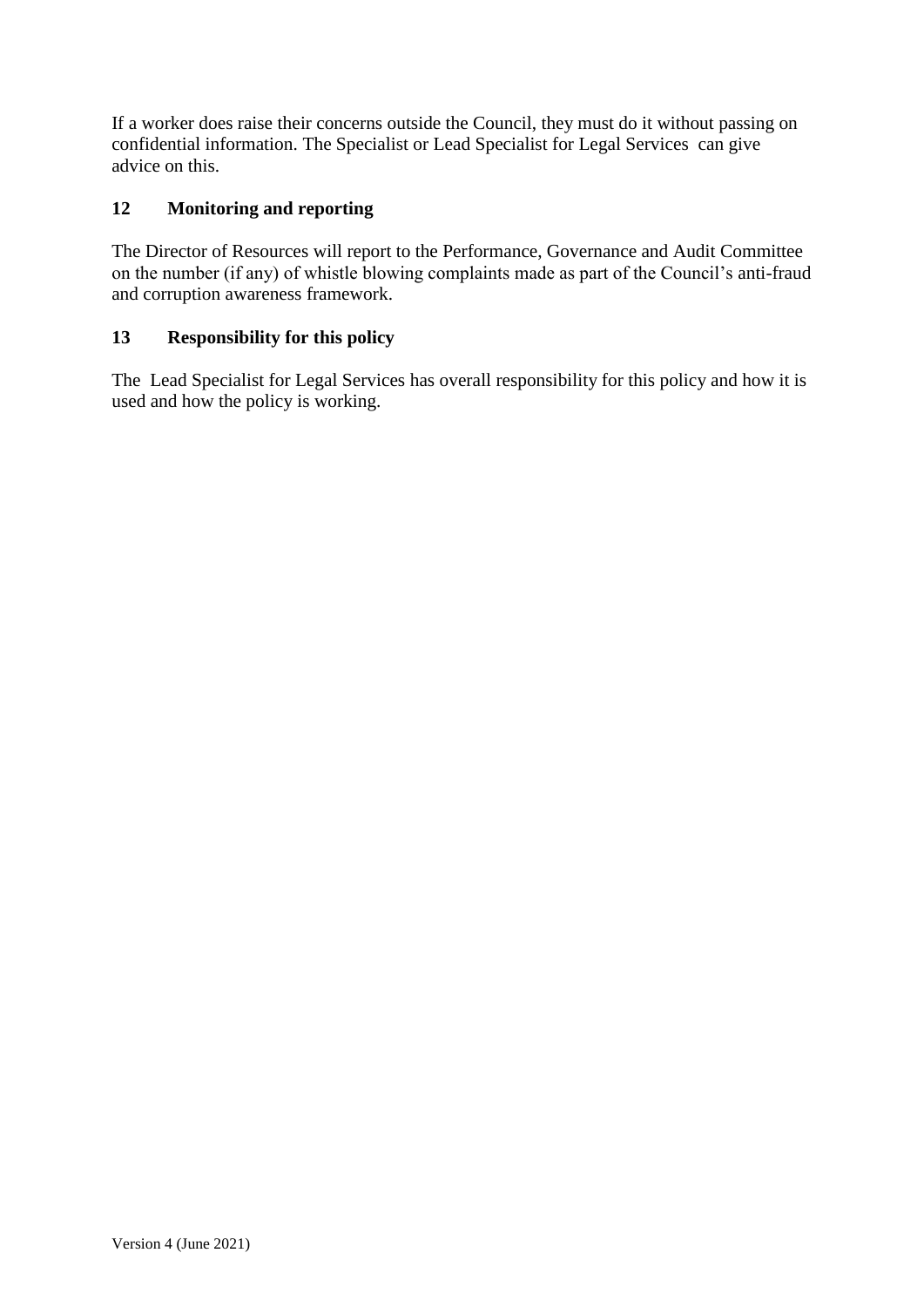If a worker does raise their concerns outside the Council, they must do it without passing on confidential information. The Specialist or Lead Specialist for Legal Services can give advice on this.

## 12 Monitoring and reporting

The Director of Resources will report to the Performance, Governance and Audit Committee on the number (if any) of whistle blowing complaints made as part of the Council's anti-fraud and corruption awareness framework.

## 13 Responsibility for this policy

The Lead Specialist for Legal Services has overall responsibility for this policy and how it is used and how the policy is working.

Version 4 (June 2021)